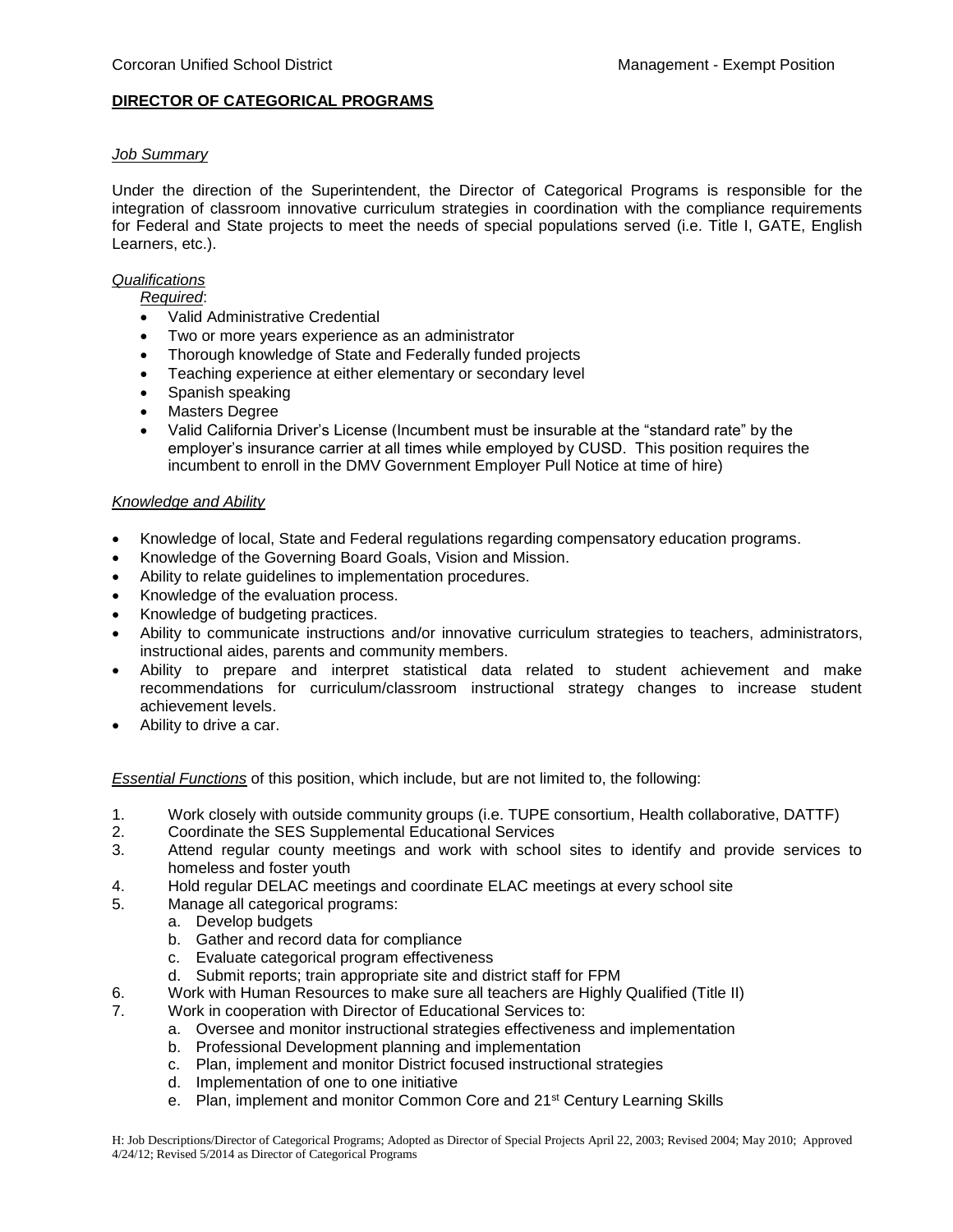Corcoran Unified School District — Management - Exempt Position

## DIRECTOR OF CATEGORICAL PROGRAMS

### *Job Summary*

Under the direction of the Superintendent, the Director of Categorical Programs is responsible for the integration of classroom innovative curriculum strategies in coordination with the compliance requirements for Federal and State projects to meet the needs of special populations served (i.e. Title I, GATE, English Learners, etc.).

### *Qualifications*

*Required*:

- Valid Administrative Credential
- Two or more years experience as an administrator
- Thorough knowledge of State and Federally funded projects
- Teaching experience at either elementary or secondary level
- Spanish speaking
- Masters Degree
- Valid California Driver's License (Incumbent must be insurable at the "standard rate" by the employer's insurance carrier at all times while employed by CUSD. This position requires the incumbent to enroll in the DMV Government Employer Pull Notice at time of hire)

### *Knowledge and Ability*

- Knowledge of local, State and Federal regulations regarding compensatory education programs.
- Knowledge of the Governing Board Goals, Vision and Mission.
- Ability to relate guidelines to implementation procedures.
- Knowledge of the evaluation process.
- Knowledge of budgeting practices.
- Ability to communicate instructions and/or innovative curriculum strategies to teachers, administrators, instructional aides, parents and community members.
- Ability to prepare and interpret statistical data related to student achievement and make recommendations for curriculum/classroom instructional strategy changes to increase student achievement levels.
- Ability to drive a car.

*Essential Functions* of this position, which include, but are not limited to, the following:

1. Work closely with outside community groups (i.e. TUPE consortium, Health collaborative, DATTF)
2. Coordinate the SES Supplemental Educational Services
3. Attend regular county meetings and work with school sites to identify and provide services to homeless and foster youth
4. Hold regular DELAC meetings and coordinate ELAC meetings at every school site
5. Manage all categorical programs:
   a. Develop budgets
   b. Gather and record data for compliance
   c. Evaluate categorical program effectiveness
   d. Submit reports; train appropriate site and district staff for FPM
6. Work with Human Resources to make sure all teachers are Highly Qualified (Title II)
7. Work in cooperation with Director of Educational Services to:
   a. Oversee and monitor instructional strategies effectiveness and implementation
   b. Professional Development planning and implementation
   c. Plan, implement and monitor District focused instructional strategies
   d. Implementation of one to one initiative
   e. Plan, implement and monitor Common Core and 21st Century Learning Skills

H: Job Descriptions/Director of Categorical Programs; Adopted as Director of Special Projects April 22, 2003; Revised 2004; May 2010; Approved 4/24/12; Revised 5/2014 as Director of Categorical Programs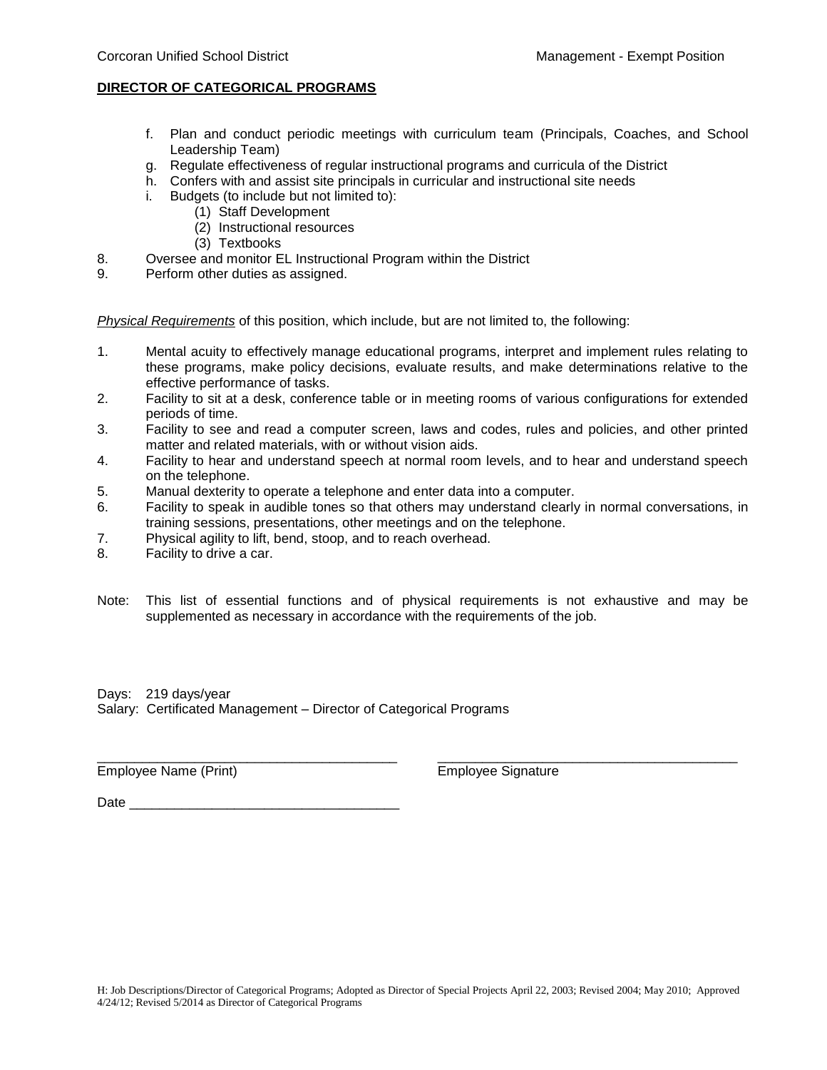**DIRECTOR OF CATEGORICAL PROGRAMS**

   f. Plan and conduct periodic meetings with curriculum team (Principals, Coaches, and School Leadership Team)
   g. Regulate effectiveness of regular instructional programs and curricula of the District
   h. Confers with and assist site principals in curricular and instructional site needs
   i. Budgets (to include but not limited to):
      (1) Staff Development
      (2) Instructional resources
      (3) Textbooks

8. Oversee and monitor EL Instructional Program within the District
9. Perform other duties as assigned.

*Physical Requirements* of this position, which include, but are not limited to, the following:

1. Mental acuity to effectively manage educational programs, interpret and implement rules relating to these programs, make policy decisions, evaluate results, and make determinations relative to the effective performance of tasks.
2. Facility to sit at a desk, conference table or in meeting rooms of various configurations for extended periods of time.
3. Facility to see and read a computer screen, laws and codes, rules and policies, and other printed matter and related materials, with or without vision aids.
4. Facility to hear and understand speech at normal room levels, and to hear and understand speech on the telephone.
5. Manual dexterity to operate a telephone and enter data into a computer.
6. Facility to speak in audible tones so that others may understand clearly in normal conversations, in training sessions, presentations, other meetings and on the telephone.
7. Physical agility to lift, bend, stoop, and to reach overhead.
8. Facility to drive a car.

Note: This list of essential functions and of physical requirements is not exhaustive and may be supplemented as necessary in accordance with the requirements of the job.

Days: 219 days/year
Salary: Certificated Management – Director of Categorical Programs

\_\_\_\_\_\_\_\_\_\_\_\_\_\_\_\_\_\_\_\_\_\_\_\_\_\_\_\_\_\_\_\_\_\_\_\_\_\_\_\_\_\_ \_\_\_\_\_\_\_\_\_\_\_\_\_\_\_\_\_\_\_\_\_\_\_\_\_\_\_\_\_\_\_\_\_\_\_\_\_\_\_\_\_\_
Employee Name (Print) Employee Signature

Date \_\_\_\_\_\_\_\_\_\_\_\_\_\_\_\_\_\_\_\_\_\_\_\_\_\_\_\_\_\_\_\_\_\_\_\_\_\_

H: Job Descriptions/Director of Categorical Programs; Adopted as Director of Special Projects April 22, 2003; Revised 2004; May 2010; Approved 4/24/12; Revised 5/2014 as Director of Categorical Programs